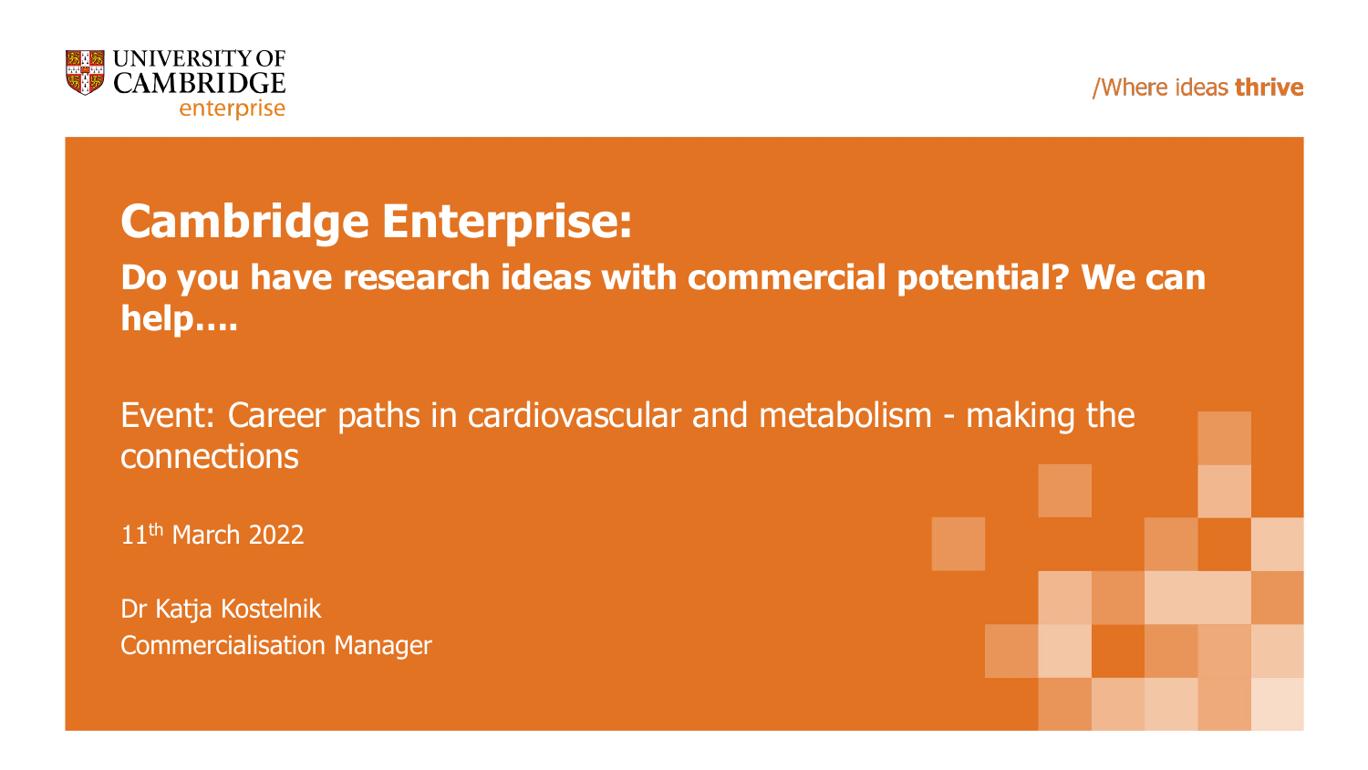UNIVERSITY OF CAMBRIDGE enterprise

/Where ideas **thrive**

# Cambridge Enterprise:

**Do you have research ideas with commercial potential? We can help….**

Event: Career paths in cardiovascular and metabolism - making the connections

11th March 2022

Dr Katja Kostelnik
Commercialisation Manager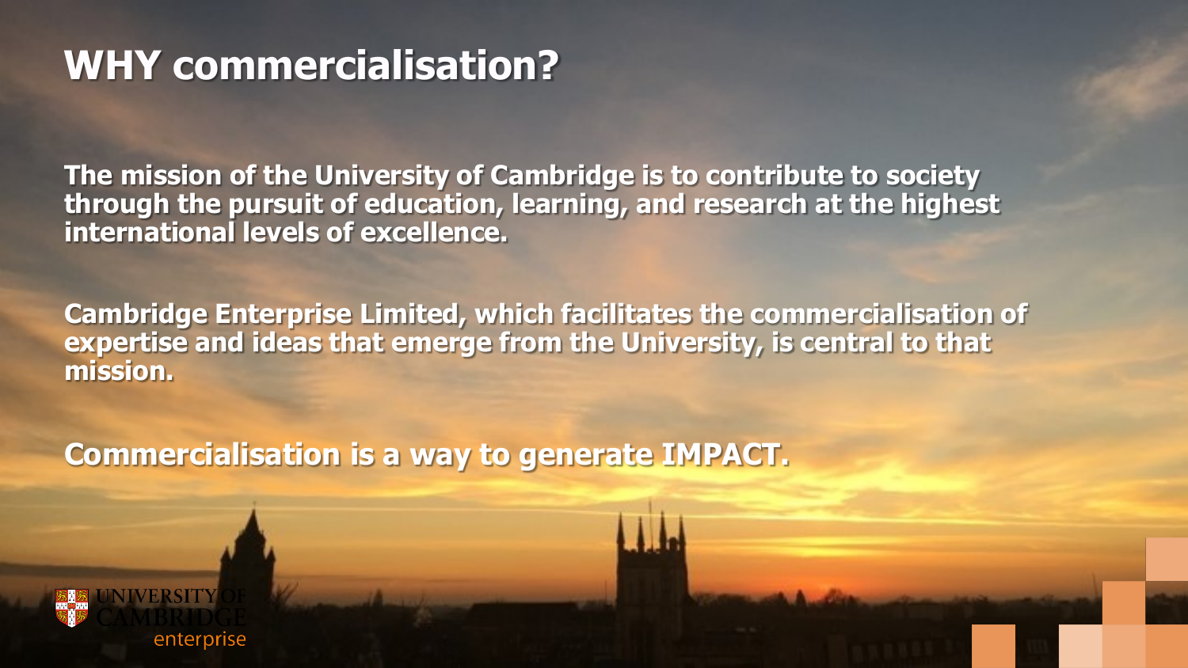# WHY commercialisation?

**The mission of the University of Cambridge is to contribute to society through the pursuit of education, learning, and research at the highest international levels of excellence.**

**Cambridge Enterprise Limited, which facilitates the commercialisation of expertise and ideas that emerge from the University, is central to that mission.**

**Commercialisation is a way to generate IMPACT.**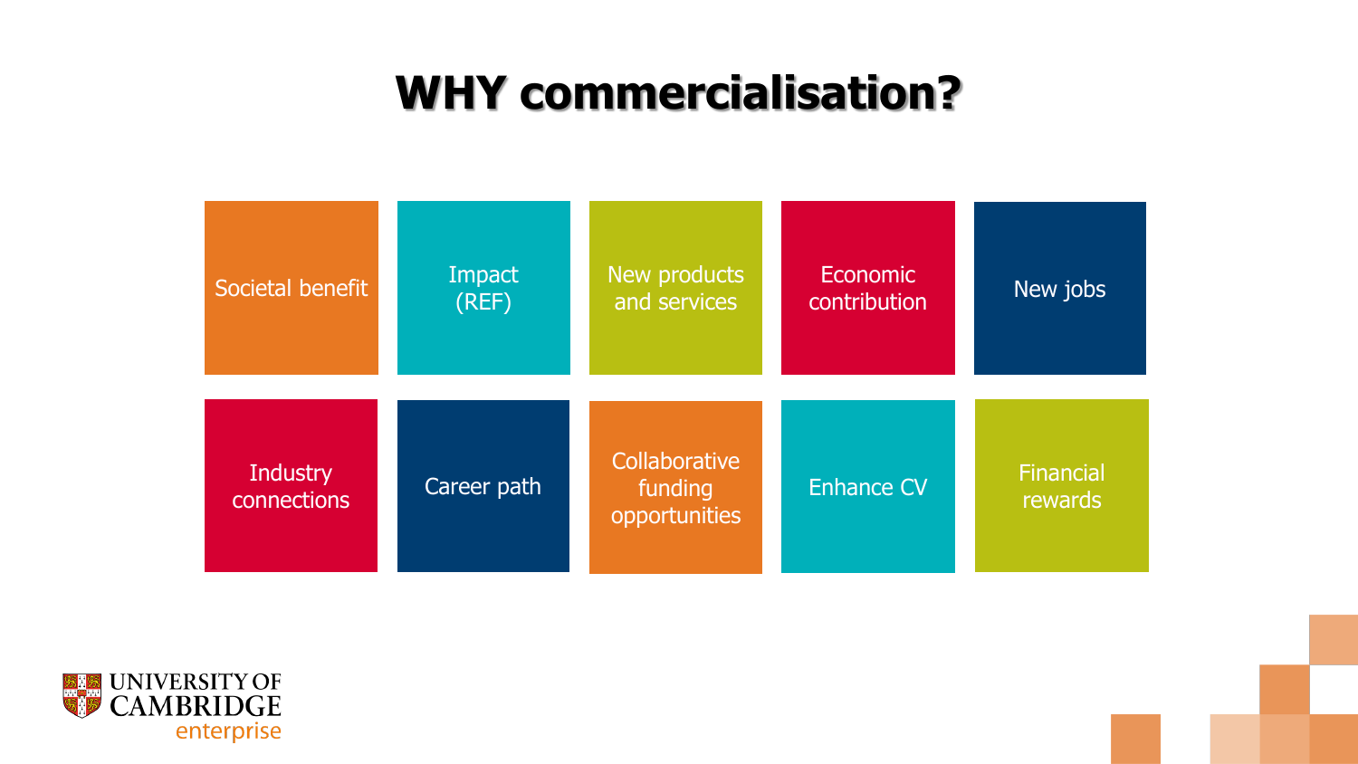# WHY commercialisation?

- Societal benefit
- Impact (REF)
- New products and services
- Economic contribution
- New jobs
- Industry connections
- Career path
- Collaborative funding opportunities
- Enhance CV
- Financial rewards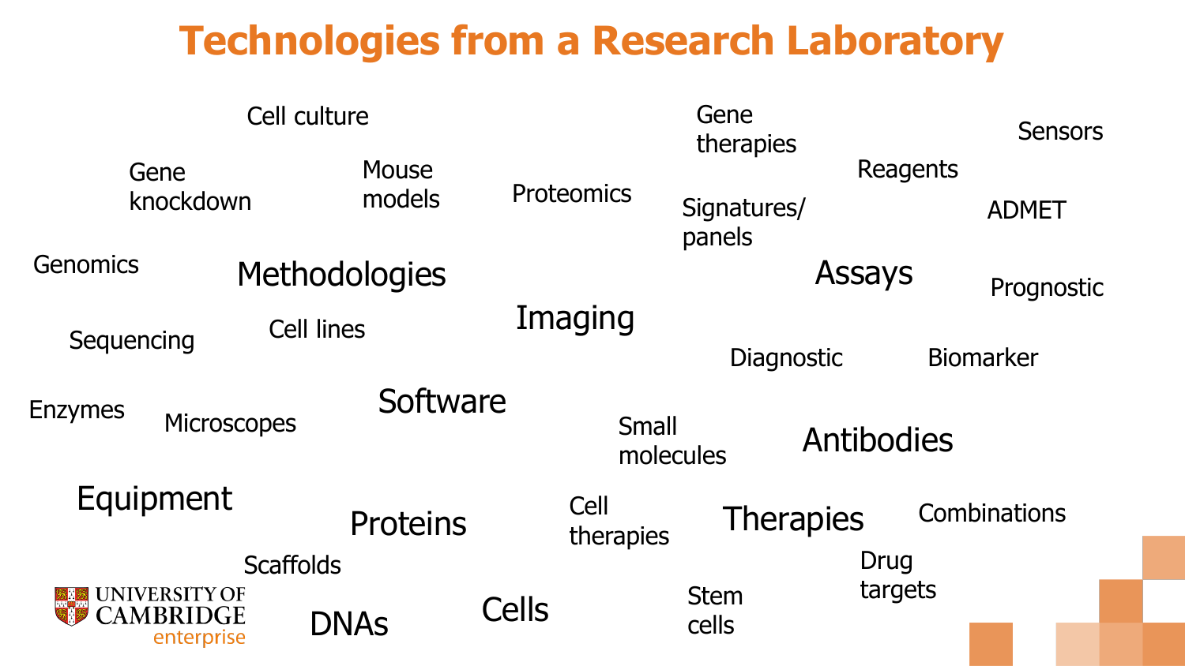# Technologies from a Research Laboratory

Cell culture

Gene knockdown

Mouse models

Proteomics

Gene therapies

Reagents

Sensors

Signatures/ panels

ADMET

Genomics

Methodologies

Assays

Prognostic

Imaging

Sequencing

Cell lines

Diagnostic

Biomarker

Software

Enzymes

Microscopes

Small molecules

Antibodies

Equipment

Cell therapies

Therapies

Combinations

Proteins

Scaffolds

Drug targets

Stem cells

DNAs

Cells

UNIVERSITY OF CAMBRIDGE enterprise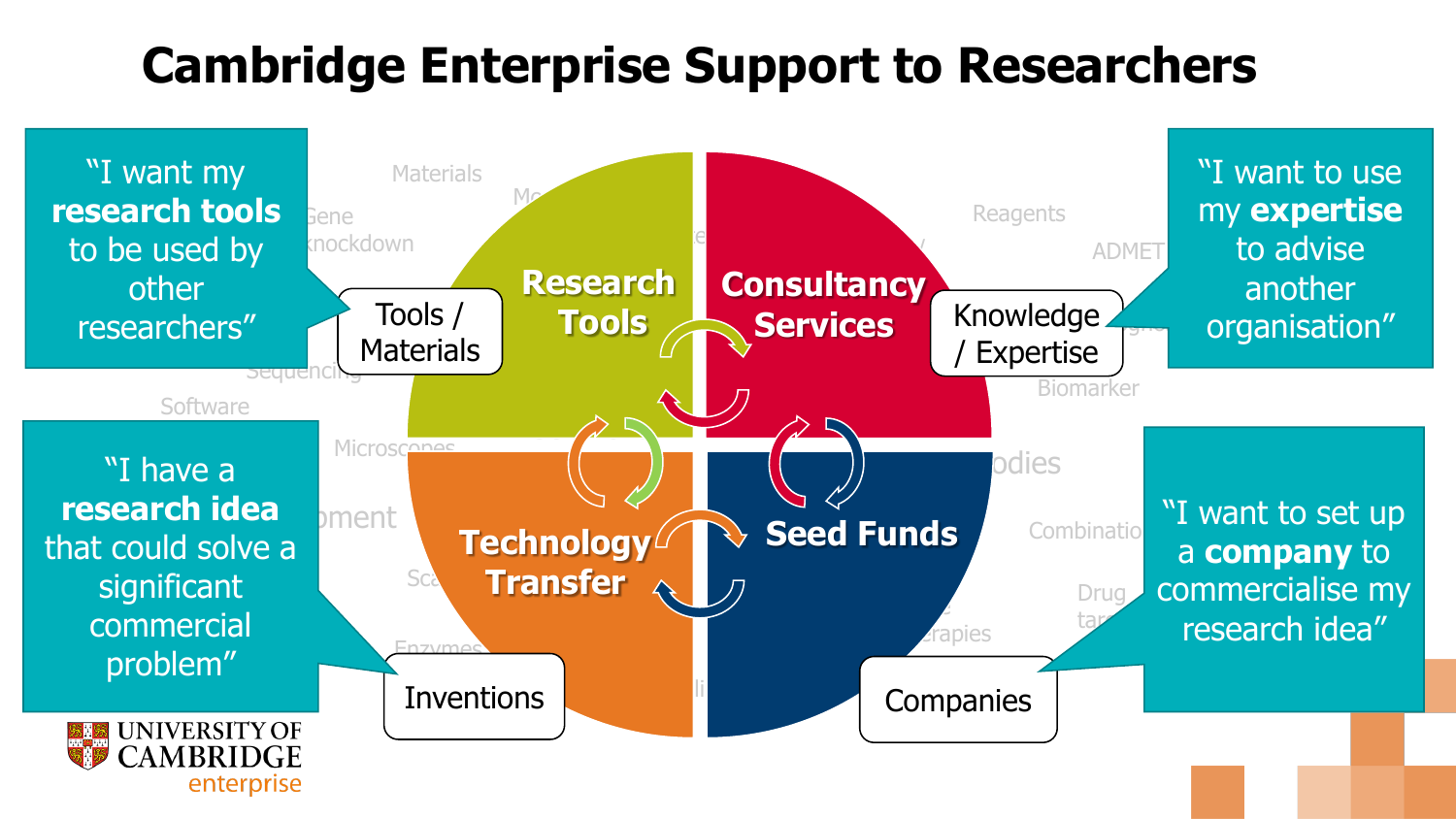# Cambridge Enterprise Support to Researchers

"I want my **research tools** to be used by other researchers"

Tools / Materials

**Research Tools**

"I want to use my **expertise** to advise another organisation"

Knowledge / Expertise

**Consultancy Services**

"I have a **research idea** that could solve a significant commercial problem"

Inventions

**Technology Transfer**

"I want to set up a **company** to commercialise my research idea"

Companies

**Seed Funds**

UNIVERSITY OF CAMBRIDGE enterprise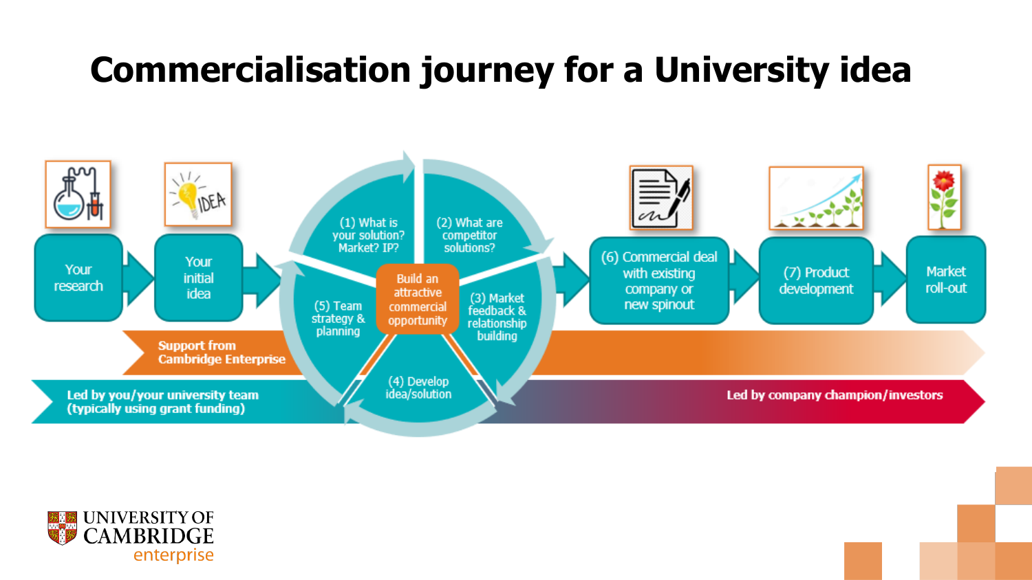# Commercialisation journey for a University idea

Your research

Your initial idea

(1) What is your solution? Market? IP?

(2) What are competitor solutions?

(3) Market feedback & relationship building

(4) Develop idea/solution

(5) Team strategy & planning

Build an attractive commercial opportunity

(6) Commercial deal with existing company or new spinout

(7) Product development

Market roll-out

Support from Cambridge Enterprise

Led by you/your university team (typically using grant funding)

Led by company champion/investors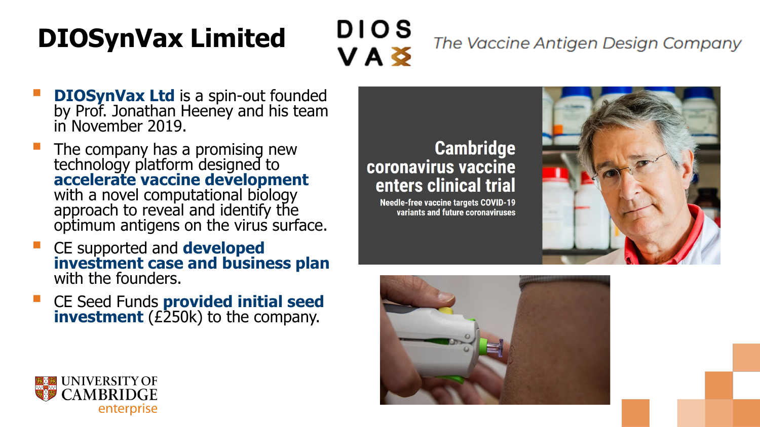# DIOSynVax Limited

DIOS VAX *The Vaccine Antigen Design Company*

- **DIOSynVax Ltd** is a spin-out founded by Prof. Jonathan Heeney and his team in November 2019.
- The company has a promising new technology platform designed to **accelerate vaccine development** with a novel computational biology approach to reveal and identify the optimum antigens on the virus surface.
- CE supported and **developed investment case and business plan** with the founders.
- CE Seed Funds **provided initial seed investment** (£250k) to the company.

**Cambridge coronavirus vaccine enters clinical trial**

Needle-free vaccine targets COVID-19 variants and future coronaviruses

UNIVERSITY OF CAMBRIDGE enterprise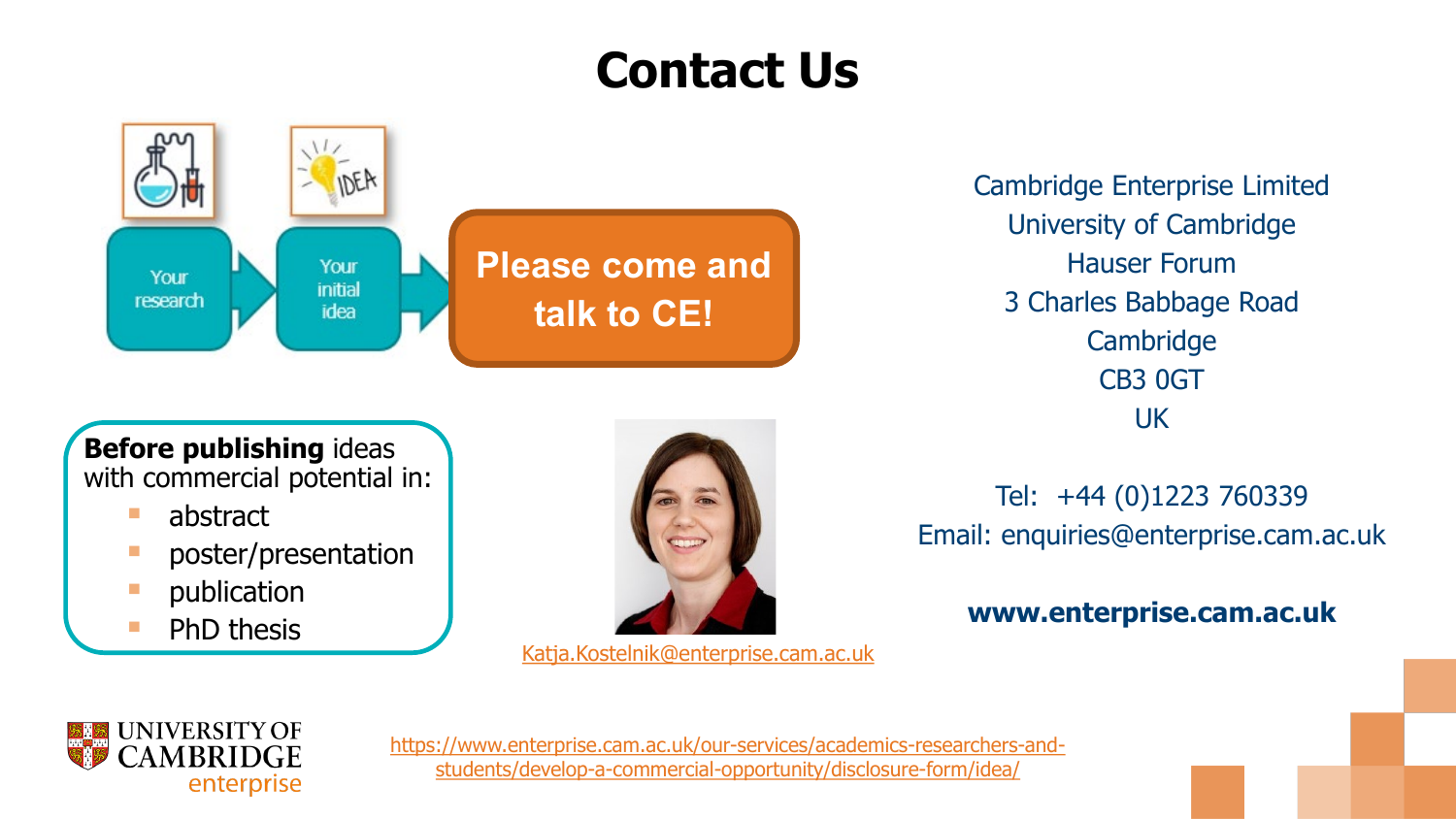# Contact Us

Your research → Your initial idea → **Please come and talk to CE!**

**Before publishing** ideas with commercial potential in:

- abstract
- poster/presentation
- publication
- PhD thesis

Katja.Kostelnik@enterprise.cam.ac.uk

Cambridge Enterprise Limited
University of Cambridge
Hauser Forum
3 Charles Babbage Road
Cambridge
CB3 0GT
UK

Tel: +44 (0)1223 760339
Email: enquiries@enterprise.cam.ac.uk

**www.enterprise.cam.ac.uk**

UNIVERSITY OF CAMBRIDGE enterprise

https://www.enterprise.cam.ac.uk/our-services/academics-researchers-and-students/develop-a-commercial-opportunity/disclosure-form/idea/